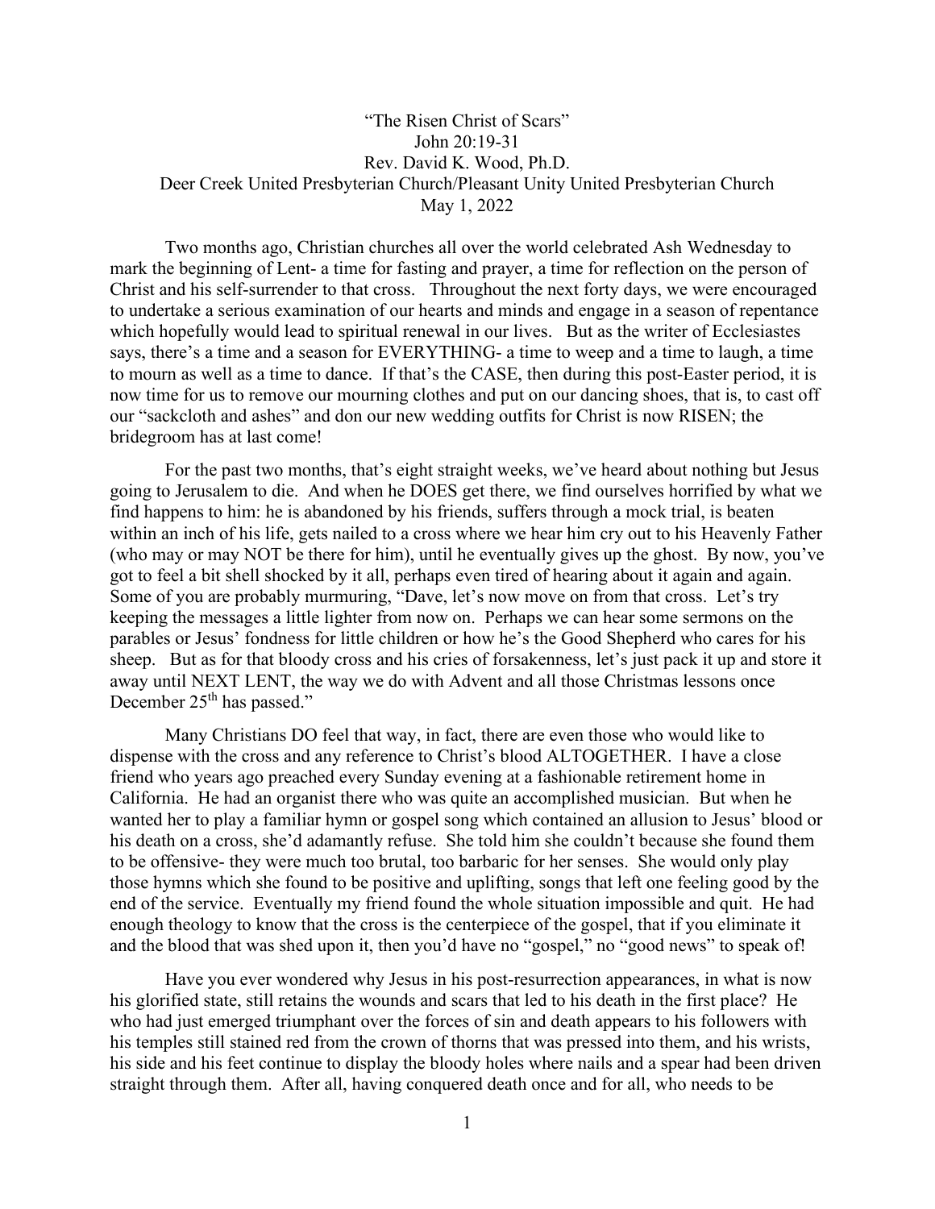# "The Risen Christ of Scars"

John 20:19-31

Rev. David K. Wood, Ph.D.

Deer Creek United Presbyterian Church/Pleasant Unity United Presbyterian Church

May 1, 2022

Two months ago, Christian churches all over the world celebrated Ash Wednesday to mark the beginning of Lent- a time for fasting and prayer, a time for reflection on the person of Christ and his self-surrender to that cross. Throughout the next forty days, we were encouraged to undertake a serious examination of our hearts and minds and engage in a season of repentance which hopefully would lead to spiritual renewal in our lives. But as the writer of Ecclesiastes says, there's a time and a season for EVERYTHING- a time to weep and a time to laugh, a time to mourn as well as a time to dance. If that's the CASE, then during this post-Easter period, it is now time for us to remove our mourning clothes and put on our dancing shoes, that is, to cast off our "sackcloth and ashes" and don our new wedding outfits for Christ is now RISEN; the bridegroom has at last come!

For the past two months, that's eight straight weeks, we've heard about nothing but Jesus going to Jerusalem to die. And when he DOES get there, we find ourselves horrified by what we find happens to him: he is abandoned by his friends, suffers through a mock trial, is beaten within an inch of his life, gets nailed to a cross where we hear him cry out to his Heavenly Father (who may or may NOT be there for him), until he eventually gives up the ghost. By now, you've got to feel a bit shell shocked by it all, perhaps even tired of hearing about it again and again. Some of you are probably murmuring, "Dave, let's now move on from that cross. Let's try keeping the messages a little lighter from now on. Perhaps we can hear some sermons on the parables or Jesus' fondness for little children or how he's the Good Shepherd who cares for his sheep. But as for that bloody cross and his cries of forsakenness, let's just pack it up and store it away until NEXT LENT, the way we do with Advent and all those Christmas lessons once December 25th has passed."

Many Christians DO feel that way, in fact, there are even those who would like to dispense with the cross and any reference to Christ's blood ALTOGETHER. I have a close friend who years ago preached every Sunday evening at a fashionable retirement home in California. He had an organist there who was quite an accomplished musician. But when he wanted her to play a familiar hymn or gospel song which contained an allusion to Jesus' blood or his death on a cross, she'd adamantly refuse. She told him she couldn't because she found them to be offensive- they were much too brutal, too barbaric for her senses. She would only play those hymns which she found to be positive and uplifting, songs that left one feeling good by the end of the service. Eventually my friend found the whole situation impossible and quit. He had enough theology to know that the cross is the centerpiece of the gospel, that if you eliminate it and the blood that was shed upon it, then you'd have no "gospel," no "good news" to speak of!

Have you ever wondered why Jesus in his post-resurrection appearances, in what is now his glorified state, still retains the wounds and scars that led to his death in the first place? He who had just emerged triumphant over the forces of sin and death appears to his followers with his temples still stained red from the crown of thorns that was pressed into them, and his wrists, his side and his feet continue to display the bloody holes where nails and a spear had been driven straight through them. After all, having conquered death once and for all, who needs to be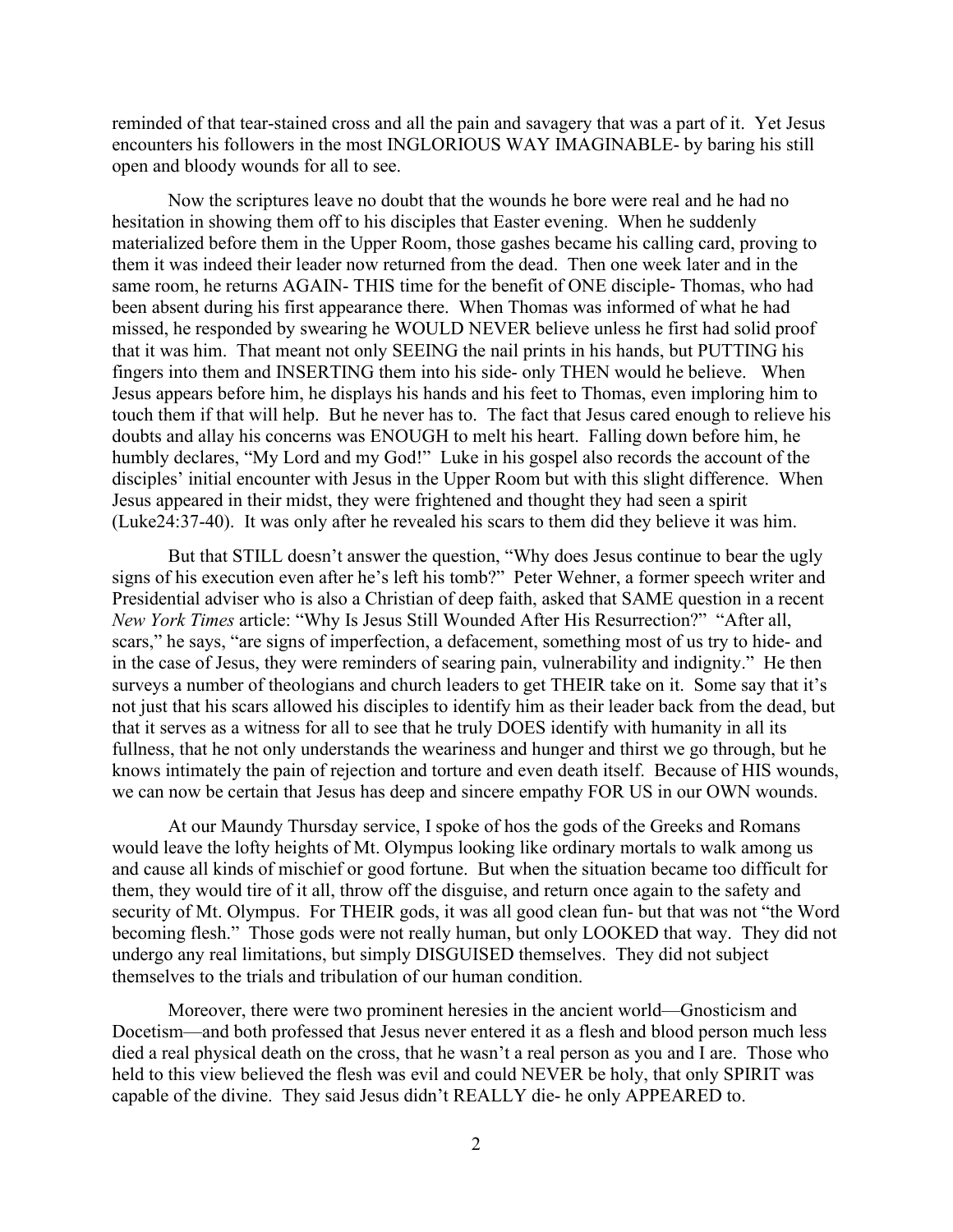reminded of that tear-stained cross and all the pain and savagery that was a part of it. Yet Jesus encounters his followers in the most INGLORIOUS WAY IMAGINABLE- by baring his still open and bloody wounds for all to see.

Now the scriptures leave no doubt that the wounds he bore were real and he had no hesitation in showing them off to his disciples that Easter evening. When he suddenly materialized before them in the Upper Room, those gashes became his calling card, proving to them it was indeed their leader now returned from the dead. Then one week later and in the same room, he returns AGAIN- THIS time for the benefit of ONE disciple- Thomas, who had been absent during his first appearance there. When Thomas was informed of what he had missed, he responded by swearing he WOULD NEVER believe unless he first had solid proof that it was him. That meant not only SEEING the nail prints in his hands, but PUTTING his fingers into them and INSERTING them into his side- only THEN would he believe. When Jesus appears before him, he displays his hands and his feet to Thomas, even imploring him to touch them if that will help. But he never has to. The fact that Jesus cared enough to relieve his doubts and allay his concerns was ENOUGH to melt his heart. Falling down before him, he humbly declares, "My Lord and my God!" Luke in his gospel also records the account of the disciples' initial encounter with Jesus in the Upper Room but with this slight difference. When Jesus appeared in their midst, they were frightened and thought they had seen a spirit (Luke24:37-40). It was only after he revealed his scars to them did they believe it was him.

But that STILL doesn't answer the question, "Why does Jesus continue to bear the ugly signs of his execution even after he's left his tomb?" Peter Wehner, a former speech writer and Presidential adviser who is also a Christian of deep faith, asked that SAME question in a recent *New York Times* article: "Why Is Jesus Still Wounded After His Resurrection?" "After all, scars," he says, "are signs of imperfection, a defacement, something most of us try to hide- and in the case of Jesus, they were reminders of searing pain, vulnerability and indignity." He then surveys a number of theologians and church leaders to get THEIR take on it. Some say that it's not just that his scars allowed his disciples to identify him as their leader back from the dead, but that it serves as a witness for all to see that he truly DOES identify with humanity in all its fullness, that he not only understands the weariness and hunger and thirst we go through, but he knows intimately the pain of rejection and torture and even death itself. Because of HIS wounds, we can now be certain that Jesus has deep and sincere empathy FOR US in our OWN wounds.

At our Maundy Thursday service, I spoke of hos the gods of the Greeks and Romans would leave the lofty heights of Mt. Olympus looking like ordinary mortals to walk among us and cause all kinds of mischief or good fortune. But when the situation became too difficult for them, they would tire of it all, throw off the disguise, and return once again to the safety and security of Mt. Olympus. For THEIR gods, it was all good clean fun- but that was not "the Word becoming flesh." Those gods were not really human, but only LOOKED that way. They did not undergo any real limitations, but simply DISGUISED themselves. They did not subject themselves to the trials and tribulation of our human condition.

Moreover, there were two prominent heresies in the ancient world—Gnosticism and Docetism—and both professed that Jesus never entered it as a flesh and blood person much less died a real physical death on the cross, that he wasn't a real person as you and I are. Those who held to this view believed the flesh was evil and could NEVER be holy, that only SPIRIT was capable of the divine. They said Jesus didn't REALLY die- he only APPEARED to.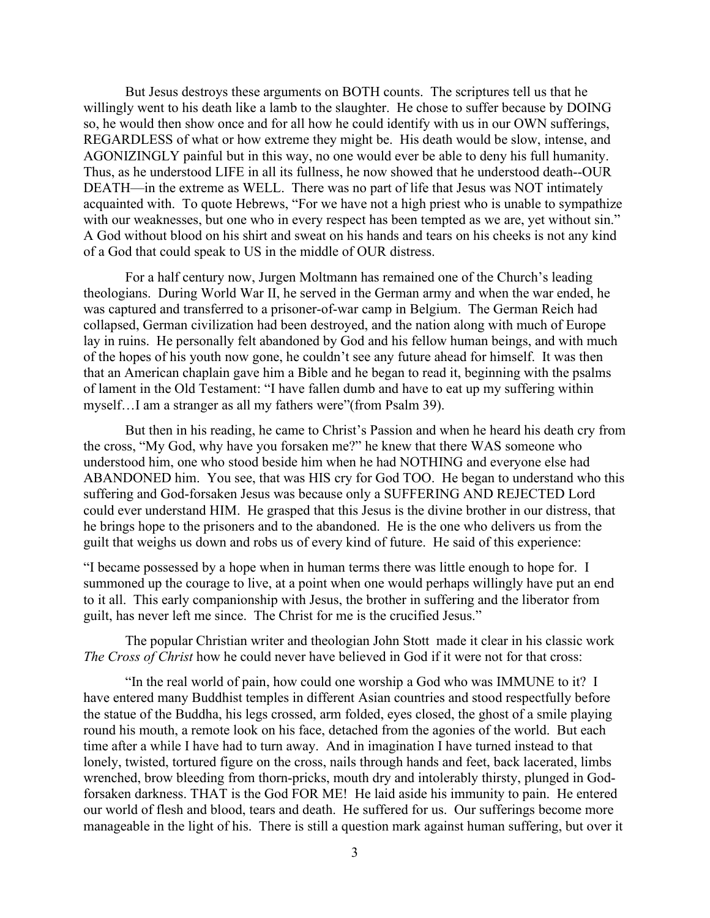But Jesus destroys these arguments on BOTH counts. The scriptures tell us that he willingly went to his death like a lamb to the slaughter. He chose to suffer because by DOING so, he would then show once and for all how he could identify with us in our OWN sufferings, REGARDLESS of what or how extreme they might be. His death would be slow, intense, and AGONIZINGLY painful but in this way, no one would ever be able to deny his full humanity. Thus, as he understood LIFE in all its fullness, he now showed that he understood death--OUR DEATH—in the extreme as WELL. There was no part of life that Jesus was NOT intimately acquainted with. To quote Hebrews, "For we have not a high priest who is unable to sympathize with our weaknesses, but one who in every respect has been tempted as we are, yet without sin." A God without blood on his shirt and sweat on his hands and tears on his cheeks is not any kind of a God that could speak to US in the middle of OUR distress.

For a half century now, Jurgen Moltmann has remained one of the Church's leading theologians. During World War II, he served in the German army and when the war ended, he was captured and transferred to a prisoner-of-war camp in Belgium. The German Reich had collapsed, German civilization had been destroyed, and the nation along with much of Europe lay in ruins. He personally felt abandoned by God and his fellow human beings, and with much of the hopes of his youth now gone, he couldn't see any future ahead for himself. It was then that an American chaplain gave him a Bible and he began to read it, beginning with the psalms of lament in the Old Testament: "I have fallen dumb and have to eat up my suffering within myself…I am a stranger as all my fathers were"(from Psalm 39).

But then in his reading, he came to Christ's Passion and when he heard his death cry from the cross, "My God, why have you forsaken me?" he knew that there WAS someone who understood him, one who stood beside him when he had NOTHING and everyone else had ABANDONED him. You see, that was HIS cry for God TOO. He began to understand who this suffering and God-forsaken Jesus was because only a SUFFERING AND REJECTED Lord could ever understand HIM. He grasped that this Jesus is the divine brother in our distress, that he brings hope to the prisoners and to the abandoned. He is the one who delivers us from the guilt that weighs us down and robs us of every kind of future. He said of this experience:

"I became possessed by a hope when in human terms there was little enough to hope for. I summoned up the courage to live, at a point when one would perhaps willingly have put an end to it all. This early companionship with Jesus, the brother in suffering and the liberator from guilt, has never left me since. The Christ for me is the crucified Jesus."

The popular Christian writer and theologian John Stott made it clear in his classic work *The Cross of Christ* how he could never have believed in God if it were not for that cross:

"In the real world of pain, how could one worship a God who was IMMUNE to it? I have entered many Buddhist temples in different Asian countries and stood respectfully before the statue of the Buddha, his legs crossed, arm folded, eyes closed, the ghost of a smile playing round his mouth, a remote look on his face, detached from the agonies of the world. But each time after a while I have had to turn away. And in imagination I have turned instead to that lonely, twisted, tortured figure on the cross, nails through hands and feet, back lacerated, limbs wrenched, brow bleeding from thorn-pricks, mouth dry and intolerably thirsty, plunged in God-forsaken darkness. THAT is the God FOR ME! He laid aside his immunity to pain. He entered our world of flesh and blood, tears and death. He suffered for us. Our sufferings become more manageable in the light of his. There is still a question mark against human suffering, but over it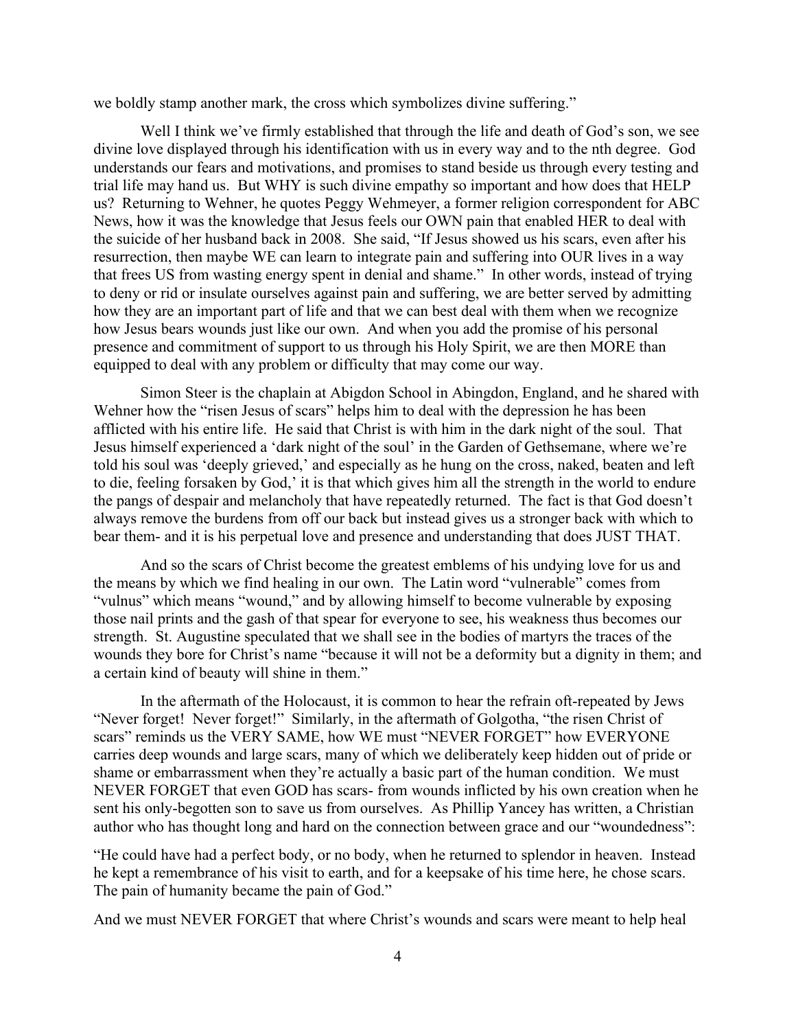we boldly stamp another mark, the cross which symbolizes divine suffering."

Well I think we've firmly established that through the life and death of God's son, we see divine love displayed through his identification with us in every way and to the nth degree. God understands our fears and motivations, and promises to stand beside us through every testing and trial life may hand us. But WHY is such divine empathy so important and how does that HELP us? Returning to Wehner, he quotes Peggy Wehmeyer, a former religion correspondent for ABC News, how it was the knowledge that Jesus feels our OWN pain that enabled HER to deal with the suicide of her husband back in 2008. She said, "If Jesus showed us his scars, even after his resurrection, then maybe WE can learn to integrate pain and suffering into OUR lives in a way that frees US from wasting energy spent in denial and shame." In other words, instead of trying to deny or rid or insulate ourselves against pain and suffering, we are better served by admitting how they are an important part of life and that we can best deal with them when we recognize how Jesus bears wounds just like our own. And when you add the promise of his personal presence and commitment of support to us through his Holy Spirit, we are then MORE than equipped to deal with any problem or difficulty that may come our way.

Simon Steer is the chaplain at Abigdon School in Abingdon, England, and he shared with Wehner how the "risen Jesus of scars" helps him to deal with the depression he has been afflicted with his entire life. He said that Christ is with him in the dark night of the soul. That Jesus himself experienced a 'dark night of the soul' in the Garden of Gethsemane, where we're told his soul was 'deeply grieved,' and especially as he hung on the cross, naked, beaten and left to die, feeling forsaken by God,' it is that which gives him all the strength in the world to endure the pangs of despair and melancholy that have repeatedly returned. The fact is that God doesn't always remove the burdens from off our back but instead gives us a stronger back with which to bear them- and it is his perpetual love and presence and understanding that does JUST THAT.

And so the scars of Christ become the greatest emblems of his undying love for us and the means by which we find healing in our own. The Latin word "vulnerable" comes from "vulnus" which means "wound," and by allowing himself to become vulnerable by exposing those nail prints and the gash of that spear for everyone to see, his weakness thus becomes our strength. St. Augustine speculated that we shall see in the bodies of martyrs the traces of the wounds they bore for Christ's name "because it will not be a deformity but a dignity in them; and a certain kind of beauty will shine in them."

In the aftermath of the Holocaust, it is common to hear the refrain oft-repeated by Jews "Never forget! Never forget!" Similarly, in the aftermath of Golgotha, "the risen Christ of scars" reminds us the VERY SAME, how WE must "NEVER FORGET" how EVERYONE carries deep wounds and large scars, many of which we deliberately keep hidden out of pride or shame or embarrassment when they're actually a basic part of the human condition. We must NEVER FORGET that even GOD has scars- from wounds inflicted by his own creation when he sent his only-begotten son to save us from ourselves. As Phillip Yancey has written, a Christian author who has thought long and hard on the connection between grace and our "woundedness":

"He could have had a perfect body, or no body, when he returned to splendor in heaven. Instead he kept a remembrance of his visit to earth, and for a keepsake of his time here, he chose scars. The pain of humanity became the pain of God."

And we must NEVER FORGET that where Christ's wounds and scars were meant to help heal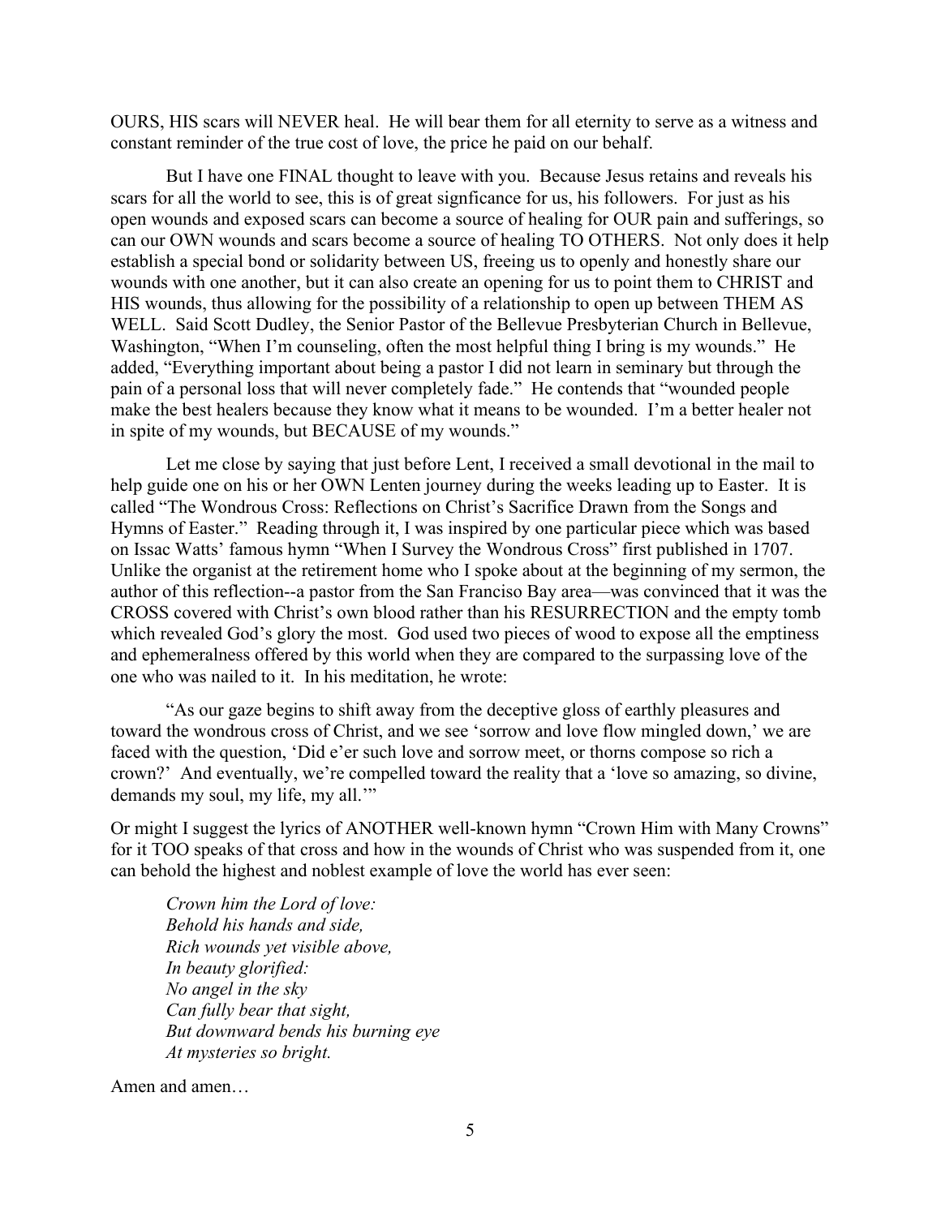OURS, HIS scars will NEVER heal. He will bear them for all eternity to serve as a witness and constant reminder of the true cost of love, the price he paid on our behalf.

But I have one FINAL thought to leave with you. Because Jesus retains and reveals his scars for all the world to see, this is of great signficance for us, his followers. For just as his open wounds and exposed scars can become a source of healing for OUR pain and sufferings, so can our OWN wounds and scars become a source of healing TO OTHERS. Not only does it help establish a special bond or solidarity between US, freeing us to openly and honestly share our wounds with one another, but it can also create an opening for us to point them to CHRIST and HIS wounds, thus allowing for the possibility of a relationship to open up between THEM AS WELL. Said Scott Dudley, the Senior Pastor of the Bellevue Presbyterian Church in Bellevue, Washington, "When I'm counseling, often the most helpful thing I bring is my wounds." He added, "Everything important about being a pastor I did not learn in seminary but through the pain of a personal loss that will never completely fade." He contends that "wounded people make the best healers because they know what it means to be wounded. I'm a better healer not in spite of my wounds, but BECAUSE of my wounds."

Let me close by saying that just before Lent, I received a small devotional in the mail to help guide one on his or her OWN Lenten journey during the weeks leading up to Easter. It is called "The Wondrous Cross: Reflections on Christ's Sacrifice Drawn from the Songs and Hymns of Easter." Reading through it, I was inspired by one particular piece which was based on Issac Watts' famous hymn "When I Survey the Wondrous Cross" first published in 1707. Unlike the organist at the retirement home who I spoke about at the beginning of my sermon, the author of this reflection--a pastor from the San Franciso Bay area—was convinced that it was the CROSS covered with Christ's own blood rather than his RESURRECTION and the empty tomb which revealed God's glory the most. God used two pieces of wood to expose all the emptiness and ephemeralness offered by this world when they are compared to the surpassing love of the one who was nailed to it. In his meditation, he wrote:

"As our gaze begins to shift away from the deceptive gloss of earthly pleasures and toward the wondrous cross of Christ, and we see 'sorrow and love flow mingled down,' we are faced with the question, 'Did e'er such love and sorrow meet, or thorns compose so rich a crown?' And eventually, we're compelled toward the reality that a 'love so amazing, so divine, demands my soul, my life, my all.'"

Or might I suggest the lyrics of ANOTHER well-known hymn "Crown Him with Many Crowns" for it TOO speaks of that cross and how in the wounds of Christ who was suspended from it, one can behold the highest and noblest example of love the world has ever seen:

*Crown him the Lord of love:*
*Behold his hands and side,*
*Rich wounds yet visible above,*
*In beauty glorified:*
*No angel in the sky*
*Can fully bear that sight,*
*But downward bends his burning eye*
*At mysteries so bright.*

Amen and amen…